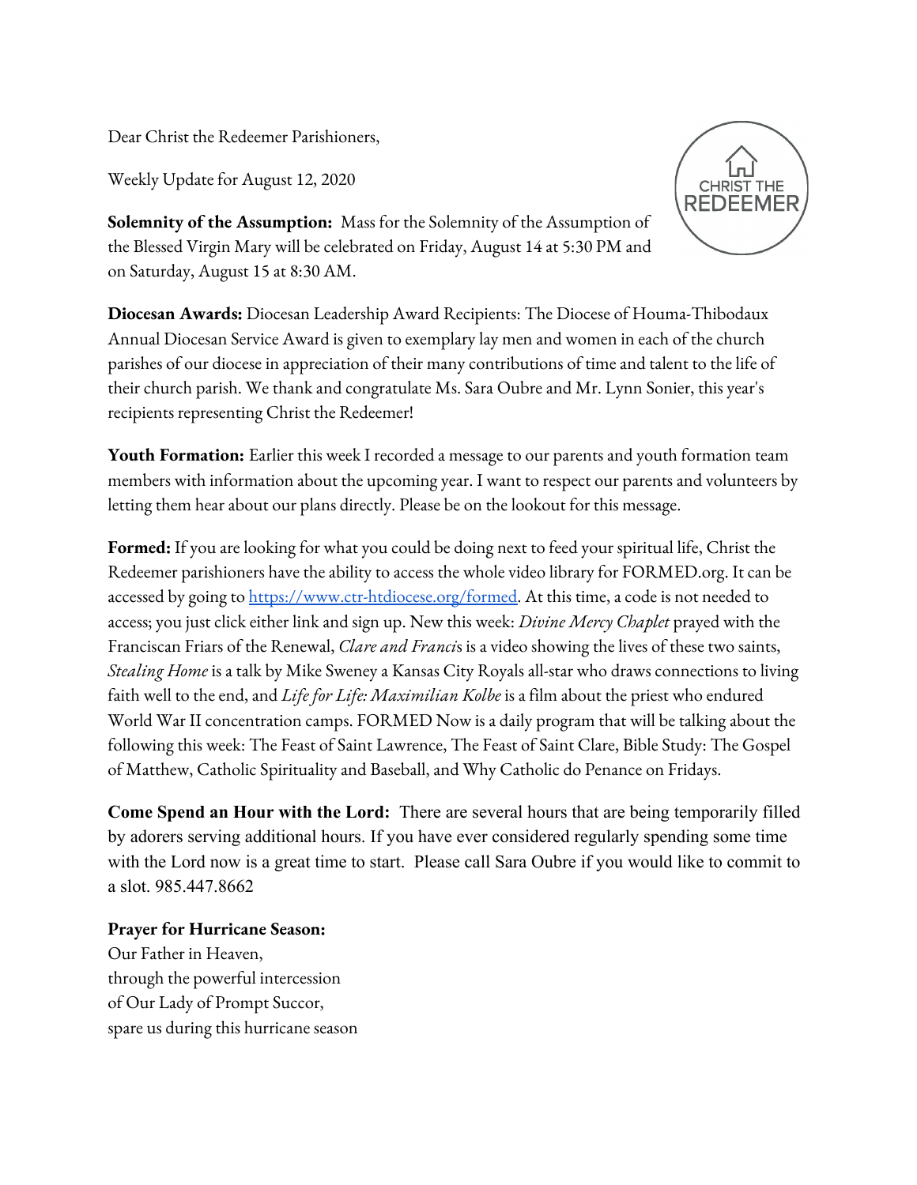Dear Christ the Redeemer Parishioners,

Weekly Update for August 12, 2020

**Solemnity of the Assumption:** Mass for the Solemnity of the Assumption of the Blessed Virgin Mary will be celebrated on Friday, August 14 at 5:30 PM and on Saturday, August 15 at 8:30 AM.

**Diocesan Awards:** Diocesan Leadership Award Recipients: The Diocese of Houma-Thibodaux Annual Diocesan Service Award is given to exemplary lay men and women in each of the church parishes of our diocese in appreciation of their many contributions of time and talent to the life of their church parish. We thank and congratulate Ms. Sara Oubre and Mr. Lynn Sonier, this year's recipients representing Christ the Redeemer!

**Youth Formation:** Earlier this week I recorded a message to our parents and youth formation team members with information about the upcoming year. I want to respect our parents and volunteers by letting them hear about our plans directly. Please be on the lookout for this message.

**Formed:** If you are looking for what you could be doing next to feed your spiritual life, Christ the Redeemer parishioners have the ability to access the whole video library for FORMED.org. It can be accessed by going to [https://www.ctr-htdiocese.org/formed](https://www.ctr-htdiocese.org/formed). At this time, a code is not needed to access; you just click either link and sign up. New this week: *Divine Mercy Chaplet* prayed with the Franciscan Friars of the Renewal, *Clare and Franci*s is a video showing the lives of these two saints, *Stealing Home* is a talk by Mike Sweney a Kansas City Royals all-star who draws connections to living faith well to the end, and *Life for Life: Maximilian Kolbe* is a film about the priest who endured World War II concentration camps. FORMED Now is a daily program that will be talking about the following this week: The Feast of Saint Lawrence, The Feast of Saint Clare, Bible Study: The Gospel of Matthew, Catholic Spirituality and Baseball, and Why Catholic do Penance on Fridays.

**Come Spend an Hour with the Lord:** There are several hours that are being temporarily filled by adorers serving additional hours. If you have ever considered regularly spending some time with the Lord now is a great time to start. Please call Sara Oubre if you would like to commit to a slot. 985.447.8662

**Prayer for Hurricane Season:**

Our Father in Heaven,
through the powerful intercession
of Our Lady of Prompt Succor,
spare us during this hurricane season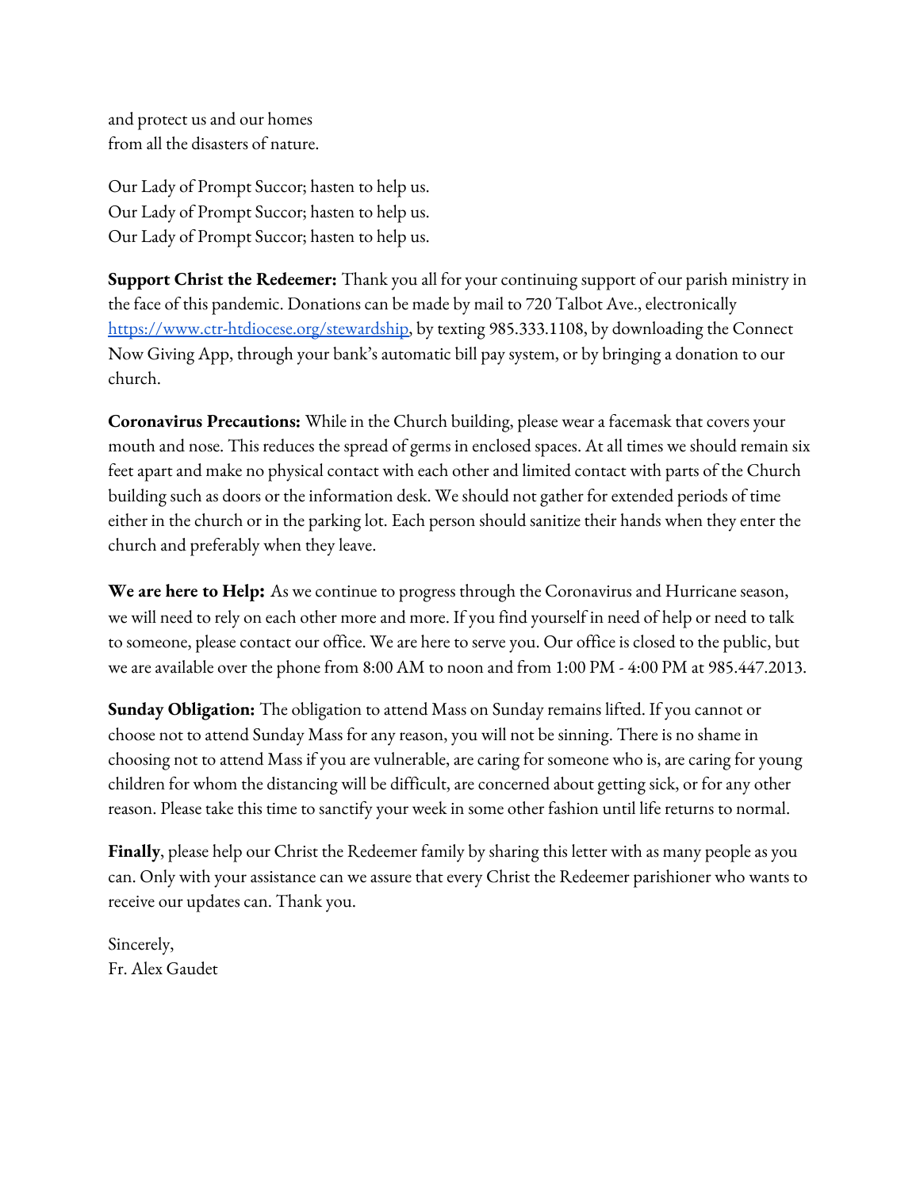and protect us and our homes
from all the disasters of nature.

Our Lady of Prompt Succor; hasten to help us.
Our Lady of Prompt Succor; hasten to help us.
Our Lady of Prompt Succor; hasten to help us.

**Support Christ the Redeemer:** Thank you all for your continuing support of our parish ministry in the face of this pandemic. Donations can be made by mail to 720 Talbot Ave., electronically [https://www.ctr-htdiocese.org/stewardship](https://www.ctr-htdiocese.org/stewardship), by texting 985.333.1108, by downloading the Connect Now Giving App, through your bank's automatic bill pay system, or by bringing a donation to our church.

**Coronavirus Precautions:** While in the Church building, please wear a facemask that covers your mouth and nose. This reduces the spread of germs in enclosed spaces. At all times we should remain six feet apart and make no physical contact with each other and limited contact with parts of the Church building such as doors or the information desk. We should not gather for extended periods of time either in the church or in the parking lot. Each person should sanitize their hands when they enter the church and preferably when they leave.

**We are here to Help:** As we continue to progress through the Coronavirus and Hurricane season, we will need to rely on each other more and more. If you find yourself in need of help or need to talk to someone, please contact our office. We are here to serve you. Our office is closed to the public, but we are available over the phone from 8:00 AM to noon and from 1:00 PM - 4:00 PM at 985.447.2013.

**Sunday Obligation:** The obligation to attend Mass on Sunday remains lifted. If you cannot or choose not to attend Sunday Mass for any reason, you will not be sinning. There is no shame in choosing not to attend Mass if you are vulnerable, are caring for someone who is, are caring for young children for whom the distancing will be difficult, are concerned about getting sick, or for any other reason. Please take this time to sanctify your week in some other fashion until life returns to normal.

**Finally**, please help our Christ the Redeemer family by sharing this letter with as many people as you can. Only with your assistance can we assure that every Christ the Redeemer parishioner who wants to receive our updates can. Thank you.

Sincerely,
Fr. Alex Gaudet